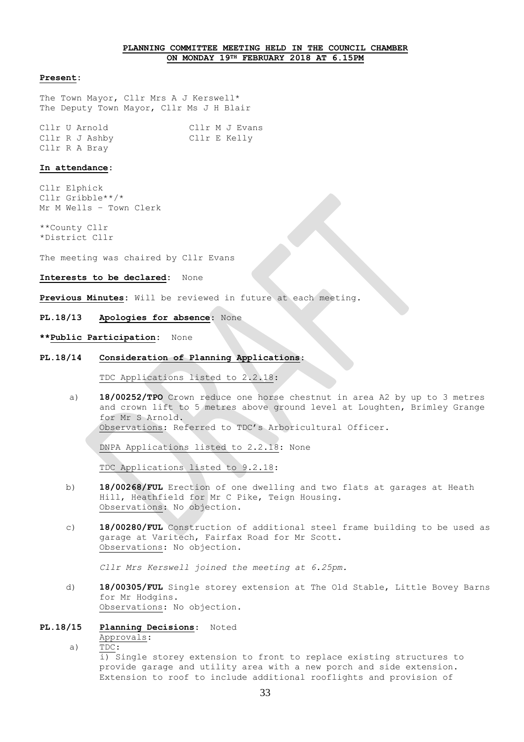**PLANNING COMMITTEE MEETING HELD IN THE COUNCIL CHAMBER ON MONDAY 19TH FEBRUARY 2018 AT 6.15PM**

**Present:**

The Town Mayor, Cllr Mrs A J Kerswell*
The Deputy Town Mayor, Cllr Ms J H Blair

Cllr U Arnold
Cllr R J Ashby
Cllr R A Bray
Cllr M J Evans
Cllr E Kelly

**In attendance:**

Cllr Elphick
Cllr Gribble**/*
Mr M Wells – Town Clerk

**County Cllr
*District Cllr

The meeting was chaired by Cllr Evans

**Interests to be declared:** None

**Previous Minutes:** Will be reviewed in future at each meeting.

**PL.18/13 Apologies for absence:** None

****Public Participation:** None

**PL.18/14 Consideration of Planning Applications:**

TDC Applications listed to 2.2.18:

a) **18/00252/TPO** Crown reduce one horse chestnut in area A2 by up to 3 metres and crown lift to 5 metres above ground level at Loughten, Brimley Grange for Mr S Arnold.
Observations: Referred to TDC's Arboricultural Officer.

DNPA Applications listed to 2.2.18: None

TDC Applications listed to 9.2.18:

b) **18/00268/FUL** Erection of one dwelling and two flats at garages at Heath Hill, Heathfield for Mr C Pike, Teign Housing.
Observations: No objection.

c) **18/00280/FUL** Construction of additional steel frame building to be used as garage at Varitech, Fairfax Road for Mr Scott.
Observations: No objection.

*Cllr Mrs Kerswell joined the meeting at 6.25pm.*

d) **18/00305/FUL** Single storey extension at The Old Stable, Little Bovey Barns for Mr Hodgins.
Observations: No objection.

**PL.18/15 Planning Decisions:** Noted

Approvals:

a) TDC:

i) Single storey extension to front to replace existing structures to provide garage and utility area with a new porch and side extension. Extension to roof to include additional rooflights and provision of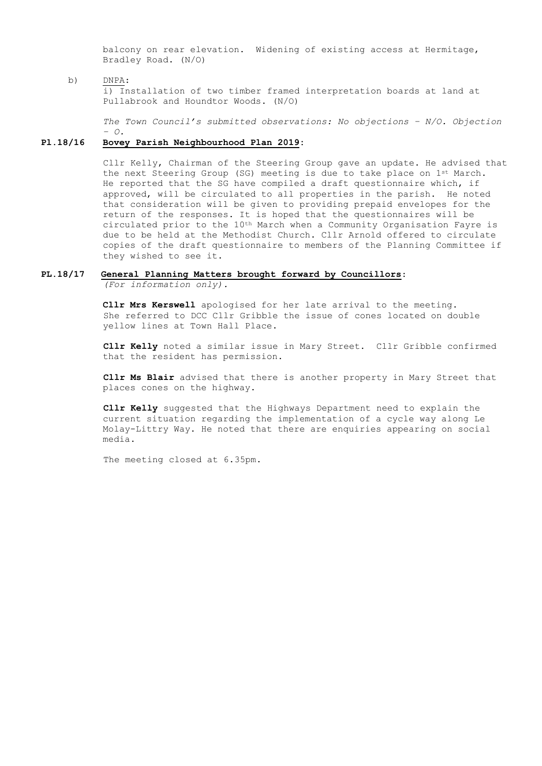balcony on rear elevation. Widening of existing access at Hermitage, Bradley Road. (N/O)

b) DNPA:

i) Installation of two timber framed interpretation boards at land at Pullabrook and Houndtor Woods. (N/O)

*The Town Council's submitted observations: No objections – N/O. Objection – O.*

**Pl.18/16 Bovey Parish Neighbourhood Plan 2019:**

Cllr Kelly, Chairman of the Steering Group gave an update. He advised that the next Steering Group (SG) meeting is due to take place on 1st March. He reported that the SG have compiled a draft questionnaire which, if approved, will be circulated to all properties in the parish. He noted that consideration will be given to providing prepaid envelopes for the return of the responses. It is hoped that the questionnaires will be circulated prior to the 10th March when a Community Organisation Fayre is due to be held at the Methodist Church. Cllr Arnold offered to circulate copies of the draft questionnaire to members of the Planning Committee if they wished to see it.

**PL.18/17 General Planning Matters brought forward by Councillors:**

*(For information only).*

**Cllr Mrs Kerswell** apologised for her late arrival to the meeting. She referred to DCC Cllr Gribble the issue of cones located on double yellow lines at Town Hall Place.

**Cllr Kelly** noted a similar issue in Mary Street. Cllr Gribble confirmed that the resident has permission.

**Cllr Ms Blair** advised that there is another property in Mary Street that places cones on the highway.

**Cllr Kelly** suggested that the Highways Department need to explain the current situation regarding the implementation of a cycle way along Le Molay-Littry Way. He noted that there are enquiries appearing on social media.

The meeting closed at 6.35pm.